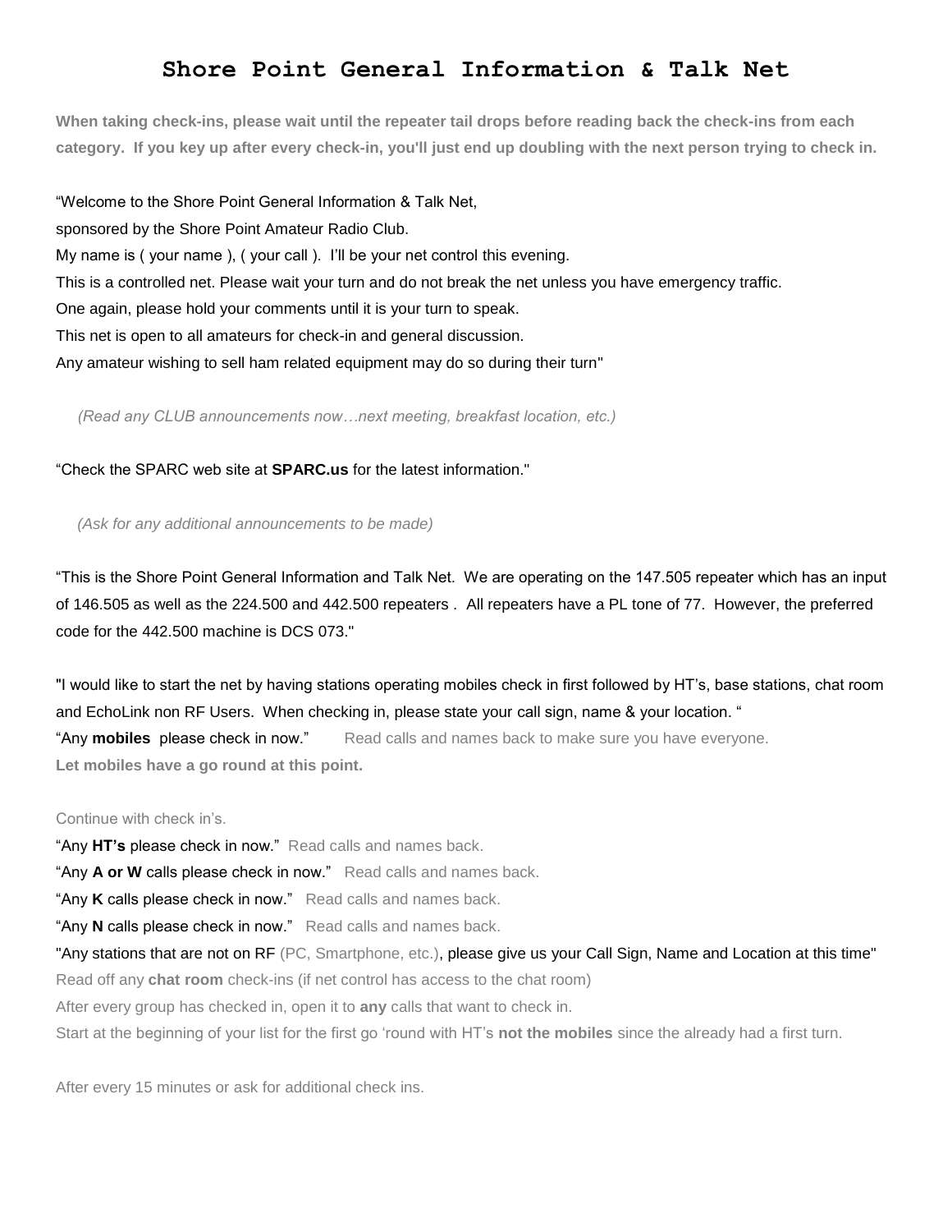# Shore Point General Information & Talk Net

**When taking check-ins, please wait until the repeater tail drops before reading back the check-ins from each category. If you key up after every check-in, you'll just end up doubling with the next person trying to check in.**

"Welcome to the Shore Point General Information & Talk Net,
sponsored by the Shore Point Amateur Radio Club.
My name is ( your name ), ( your call ). I'll be your net control this evening.
This is a controlled net. Please wait your turn and do not break the net unless you have emergency traffic.
One again, please hold your comments until it is your turn to speak.
This net is open to all amateurs for check-in and general discussion.
Any amateur wishing to sell ham related equipment may do so during their turn"

*(Read any CLUB announcements now…next meeting, breakfast location, etc.)*

"Check the SPARC web site at **SPARC.us** for the latest information."

*(Ask for any additional announcements to be made)*

"This is the Shore Point General Information and Talk Net. We are operating on the 147.505 repeater which has an input of 146.505 as well as the 224.500 and 442.500 repeaters . All repeaters have a PL tone of 77. However, the preferred code for the 442.500 machine is DCS 073."

"I would like to start the net by having stations operating mobiles check in first followed by HT's, base stations, chat room and EchoLink non RF Users. When checking in, please state your call sign, name & your location. "
"Any **mobiles** please check in now." Read calls and names back to make sure you have everyone.
**Let mobiles have a go round at this point.**

Continue with check in's.
"Any **HT's** please check in now." Read calls and names back.
"Any **A or W** calls please check in now." Read calls and names back.
"Any **K** calls please check in now." Read calls and names back.
"Any **N** calls please check in now." Read calls and names back.
"Any stations that are not on RF (PC, Smartphone, etc.), please give us your Call Sign, Name and Location at this time"
Read off any **chat room** check-ins (if net control has access to the chat room)
After every group has checked in, open it to **any** calls that want to check in.
Start at the beginning of your list for the first go 'round with HT's **not the mobiles** since the already had a first turn.

After every 15 minutes or ask for additional check ins.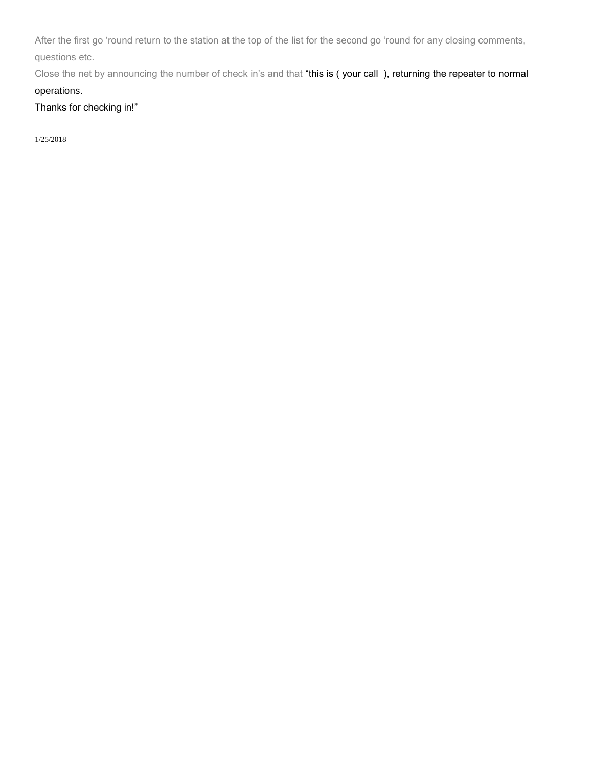After the first go 'round return to the station at the top of the list for the second go 'round for any closing comments, questions etc.

Close the net by announcing the number of check in's and that "this is ( your call ), returning the repeater to normal operations.

Thanks for checking in!"

1/25/2018